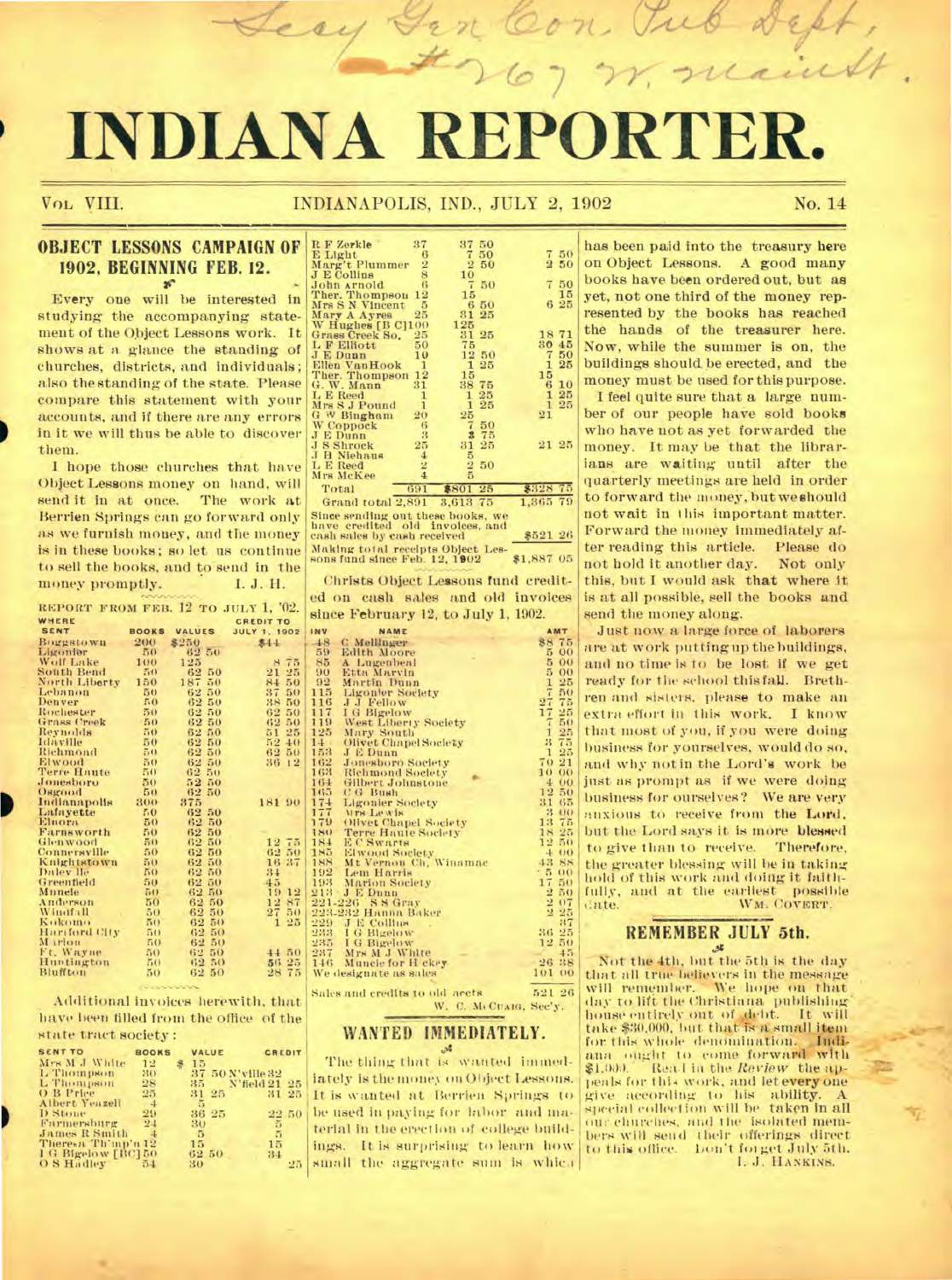Secy Gen Con. Pub Dept, #267 W. Main St.

# INDIANA REPORTER.

VOL. VIII. INDIANAPOLIS, IND., JULY 2, 1902 No. 14

## OBJECT LESSONS CAMPAIGN OF 1902, BEGINNING FEB. 12.

Every one will be interested in studying the accompanying statement of the Object Lessons work. It shows at a glance the standing of churches, districts, and individuals; also the standing of the state. Please compare this statement with your accounts, and if there are any errors in it we will thus be able to discover them.

I hope those churches that have Object Lessons money on hand, will send it in at once. The work at Berrien Springs can go forward only as we furnish money, and the money is in these books; so let us continue to sell the books, and to send in the money promptly.

I. J. H.

REPORT FROM FEB. 12 TO JULY 1, '02.

| WHERE SENT | BOOKS | VALUES | CREDIT TO JULY 1, 1902 |
|---|---|---|---|
| Boggstown | 200 | $250 | $44 |
| Ligonier | 50 | 62 50 | |
| Wolf Lake | 100 | 125 | 8 75 |
| South Bend | 50 | 62 50 | 21 25 |
| North Liberty | 150 | 187 50 | 84 50 |
| Lebanon | 50 | 62 50 | 37 50 |
| Denver | 50 | 62 50 | 38 50 |
| Rochester | 50 | 62 50 | 62 50 |
| Grass Creek | 50 | 62 50 | 62 50 |
| Reynolds | 50 | 62 50 | 51 25 |
| Idaville | 50 | 62 50 | 52 40 |
| Richmond | 50 | 62 50 | 62 50 |
| Elwood | 50 | 62 50 | 36 12 |
| Terre Haute | 50 | 62 50 | |
| Jonesboro | 50 | 52 50 | |
| Osgood | 50 | 62 50 | |
| Indianapolis | 300 | 375 | 181 90 |
| Lafayette | 50 | 62 50 | |
| Elnora | 50 | 62 50 | |
| Farnsworth | 50 | 62 50 | |
| Glenwood | 50 | 62 50 | 12 75 |
| Connersville | 50 | 62 50 | 62 50 |
| Knightstown | 50 | 62 50 | 16 37 |
| Daleville | 50 | 62 50 | 34 |
| Greenfield | 50 | 62 50 | 45 |
| Muncie | 50 | 62 50 | 19 12 |
| Anderson | 50 | 62 50 | 12 87 |
| Windfall | 50 | 62 50 | 27 50 |
| Kokomo | 50 | 62 50 | 1 25 |
| Hartford City | 50 | 62 50 | |
| Marion | 50 | 62 50 | |
| Ft. Wayne | 50 | 62 50 | 44 50 |
| Huntington | 50 | 62 50 | 56 25 |
| Bluffton | 50 | 62 50 | 28 75 |

Additional invoices herewith, that have been filled from the office of the state tract society:

| SENT TO | BOOKS | VALUE | CREDIT |
|---|---|---|---|
| Mrs M J White | 12 | $ 15 | |
| L Thompson | 30 | 37 50 | N'ville 32 |
| L Thompson | 28 | 35 | N'field 21 25 |
| O B Price | 25 | 31 25 | 31 25 |
| Albert Yeazell | 4 | 5 | |
| D Stone | 29 | 36 25 | 22 50 |
| Farmersburg | 24 | 30 | 5 |
| James R Smith | 4 | 5 | 5 |
| Theresa Th'mp'n | 12 | 15 | 15 |
| I G Bigelow [B C] | 50 | 62 50 | 34 |
| O S Hadley | 54 | 30 | 25 |
| R F Zerkle | 37 | 37 50 | |
| E Light | 6 | 7 50 | 7 50 |
| Marg't Plummer | 2 | 2 50 | 2 50 |
| J E Collins | 8 | 10 | |
| John Arnold | 6 | 7 50 | 7 50 |
| Ther. Thompson | 12 | 15 | 15 |
| Mrs S N Vincent | 5 | 6 50 | 6 25 |
| Mary A Ayres | 25 | 31 25 | |
| W Hughes [B C] | 100 | 125 | |
| Grass Creek So. | 25 | 31 25 | 18 71 |
| L F Elliott | 50 | 75 | 30 45 |
| J E Dunn | 10 | 12 50 | 7 50 |
| Ellen VanHook | 1 | 1 25 | 1 25 |
| Ther. Thompson | 12 | 15 | 15 |
| G. W. Mann | 31 | 38 75 | 6 10 |
| L E Reed | 1 | 1 25 | 1 25 |
| Mrs S J Pound | 1 | 1 25 | 1 25 |
| G W Bingham | 20 | 25 | 21 |
| W Coppock | 6 | 7 50 | |
| J E Dunn | 3 | 3 75 | |
| J S Shrock | 25 | 31 25 | 21 25 |
| J H Niehaus | 4 | 5 | |
| L E Reed | 2 | 2 50 | |
| Mrs McKee | 4 | 5 | |
| Total | 691 | $801 25 | $328 75 |
| Grand total | 2,891 | 3,613 75 | 1,365 79 |

Since sending out these books, we have credited old invoices, and cash sales by cash received $521 26

Making total receipts Object Lessons fund since Feb. 12, 1902 $1,887 05

Christs Object Lessons fund credited on cash sales and old invoices since February 12, to July 1, 1902.

| INV | NAME | AMT |
|---|---|---|
| 48 | C Mellinger | $8 75 |
| 59 | Edith Moore | 5 00 |
| 85 | A Lugenbeal | 5 00 |
| 90 | Etta Marvin | 5 00 |
| 92 | Martin Dunn | 1 25 |
| 115 | Ligonier Society | 7 50 |
| 116 | J J Fellow | 27 75 |
| 117 | I G Bigelow | 17 25 |
| 119 | West Liberty Society | 7 50 |
| 125 | Mary South | 1 25 |
| 14 | Olivet Chapel Society | 3 75 |
| 153 | J E Dunn | 1 25 |
| 162 | Jonesboro Society | 70 21 |
| 163 | Richmond Society | 10 00 |
| 164 | Gilbert Johnstone | 4 00 |
| 165 | C G Bush | 12 50 |
| 174 | Ligonier Society | 31 65 |
| 177 | Mrs Lewis | 3 00 |
| 179 | Olivet Chapel Society | 13 75 |
| 180 | Terre Haute Society | 18 25 |
| 184 | E C Swarts | 12 50 |
| 185 | Elwood Society | 4 00 |
| 188 | Mt Vernon Ch, Winamac | 43 88 |
| 192 | Lem Harris | 5 00 |
| 193 | Marion Society | 17 50 |
| 213 | J E Dunn | 2 50 |
| 221-226 | S S Gray | 2 07 |
| 223-232 | Hanna Baker | 2 25 |
| 229 | J E Collins | 37 |
| 233 | I G Bigelow | 36 25 |
| 235 | I G Bigelow | 12 50 |
| 237 | Mrs M J White | 45 |
| 146 | Muncie for H ckey | 26 38 |
| | We designate as sales | 101 00 |
| | Sales and credits to old accts | 521 26 |

W. C. McCUAIG, Sec'y.

## WANTED IMMEDIATELY.

The thing that is wanted immediately is the money on Object Lessons. It is wanted at Berrien Springs to be used in paying for labor and material in the erection of college buildings. It is surprising to learn how small the aggregate sum is which has been paid into the treasury here on Object Lessons. A good many books have been ordered out, but as yet, not one third of the money represented by the books has reached the hands of the treasurer here. Now, while the summer is on, the buildings should be erected, and the money must be used for this purpose.

I feel quite sure that a large number of our people have sold books who have not as yet forwarded the money. It may be that the librarians are waiting until after the quarterly meetings are held in order to forward the money, but we should not wait in this important matter. Forward the money immediately after reading this article. Please do not hold it another day. Not only this, but I would ask that where it is at all possible, sell the books and send the money along.

Just now a large force of laborers are at work putting up the buildings, and no time is to be lost if we get ready for the school this fall. Brethren and sisters, please to make an extra effort in this work. I know that most of you, if you were doing business for yourselves, would do so, and why not in the Lord's work be just as prompt as if we were doing business for ourselves? We are very anxious to receive from the Lord, but the Lord says it is more blessed to give than to receive. Therefore, the greater blessing will be in taking hold of this work and doing it faithfully, and at the earliest possible date.

WM. COVERT.

## REMEMBER JULY 5th.

Not the 4th, but the 5th is the day that all true believers in the message will remember. We hope on that day to lift the Christiana publishing house entirely out of debt. It will take $30,000, but that is a small item for this whole denomination. Indiana ought to come forward with $1,000. Read in the *Review* the appeals for this work, and let every one give according to his ability. A special collection will be taken in all our churches, and the isolated members will send their offerings direct to this office. Don't forget July 5th.

I. J. HANKINS.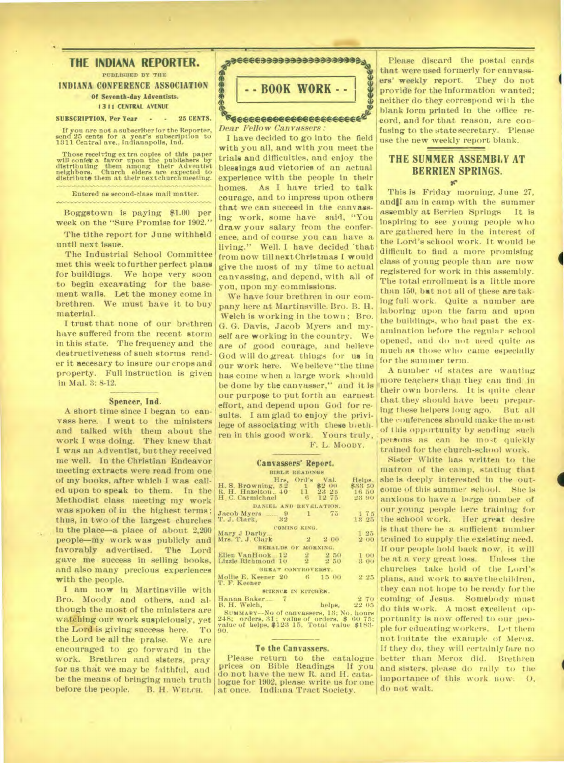# THE INDIANA REPORTER.

PUBLISHED BY THE

## INDIANA CONFERENCE ASSOCIATION

Of Seventh-day Adventists.

1311 CENTRAL AVENUE

SUBSCRIPTION, Per Year - - 25 CENTS.

If you are not a subscriber for the Reporter, send 25 cents for a year's subscription to 1311 Central ave., Indianapolis, Ind.

Those receiving extra copies of this paper will confer a favor upon the publishers by distributing them among their Adventist neighbors. Church elders are expected to distribute them at their next church meeting.

Entered as second-class mail matter.

Boggstown is paying $1.00 per week on the "Sure Promise for 1902."

The tithe report for June withheld until next issue.

The Industrial School Committee met this week to further perfect plans for buildings. We hope very soon to begin excavating for the basement walls. Let the money come in brethren. We must have it to buy material.

I trust that none of our brethren have suffered from the recent storm in this state. The frequency and the destructiveness of such storms render it necesary to insure our crops and property. Full instruction is given in Mal. 3: 8-12.

### Spencer, Ind.

A short time since I began to canvass here. I went to the ministers and talked with them about the work I was doing. They knew that I was an Adventist, but they received me well. In the Christian Endeavor meeting extracts were read from one of my books, after which I was called upon to speak to them. In the Methodist class meeting my work was spoken of in the highest terms; thus, in two of the largest churches in the place—a place of about 2,200 people—my work was publicly and favorably advertised. The Lord gave me success in selling books, and also many precious experiences with the people.

I am now in Martinsville with Bro. Moody and others, and although the most of the ministers are watching our work suspiciously, yet the Lord is giving success here. To the Lord be all the praise. We are encouraged to go forward in the work. Brethren and sisters, pray for us that we may be faithful, and be the means of bringing much truth before the people. B. H. WELCH.

## - - BOOK WORK - -

*Dear Fellow Canvassers:*

I have decided to go into the field with you all, and with you meet the trials and difficulties, and enjoy the blessings and victories of an actual experience with the people in their homes. As I have tried to talk courage, and to impress upon others that we can succeed in the canvassing work, some have said, "You draw your salary from the conference, and of course you can have a living." Well. I have decided that from now till next Christmas I would give the most of my time to actual canvassing, and depend, with all of you, upon my commissions.

We have four brethren in our company here at Martinsville. Bro. B. H. Welch is working in the town; Bro. G. G. Davis, Jacob Myers and myself are working in the country. We are of good courage, and believe God will do great things for us in our work here. We believe "the time has come when a large work should be done by the canvasser," and it is our purpose to put forth an earnest effort, and depend upon God for results. I am glad to enjoy the privilege of associating with these brethren in this good work. Yours truly,

F. L. MOODY.

### Canvassers' Report.

| | Hrs. | Ord's | Val. | Helps. |
|---|---|---|---|---|
| BIBLE READINGS | | | | |
| H. S. Browning, | 52 | 1 | $2 00 | $33 50 |
| R. H. Hazelton.. | 40 | 11 | 23 25 | 16 50 |
| H. C. Carmichael | | 6 | 12 75 | 23 90 |
| DANIEL AND REVELATION. | | | | |
| Jacob Myers | 9 | 1 | 75 | 1 75 |
| T. J. Clark, | 32 | | | 13 25 |
| COMING KING. | | | | |
| Mary J Darby.. | | | | 1 25 |
| Mrs. T. J. Clark | | 2 | 2 00 | 2 00 |
| HERALDS OF MORNING. | | | | |
| Ellen VanHook.. | 12 | 2 | 2 50 | 1 00 |
| Lizzie Richmond | 10 | 2 | 2 50 | 3 00 |
| GREAT CONTROVERSY. | | | | |
| Mollie E. Keener | 20 | 6 | 15 00 | 2 25 |
| T. F. Keener | | | | |
| SCIENCE IN KITCHEN. | | | | |
| Hanna Baker.... | 7 | | | 2 70 |
| B. H. Welch, | | | helps, | 22 05 |

SUMMARY—No of canvassers, 13; No. hours 248; orders, 31; value of orders, $ 60 75; value of helps, $123 15. Total value $183-90.

### To the Canvassers.

Please return to the catalogue prices on Bible Readings If you do not have the new R. and H. catalogue for 1902, please write us for one at once. Indiana Tract Society.

Please discard the postal cards that were used formerly for canvassers' weekly report. They do not provide for the information wanted; neither do they correspond with the blank form printed in the office record, and for that reason, are confusing to the state secretary. Please use the new weekly report blank.

## THE SUMMER ASSEMBLY AT BERRIEN SPRINGS.

This is Friday morning, June 27, and I am in camp with the summer assembly at Berrien Springs It is inspiring to see young people who are gathered here in the interest of the Lord's school work. It would be difficult to find a more promising class of young people than are now registered for work in this assembly. The total enrollment is a little more than 150, but not all of these are taking full work. Quite a number are laboring upon the farm and upon the buildings, who had past the examination before the regular school opened, and do not need quite as much as those who came especially for the summer term.

A number of states are wanting more teachers than they can find in their own borders. It is quite clear that they should have been preparing these helpers long ago. But all the conferences should make the most of this opportunity by sending such persons as can be most quickly trained for the church-school work.

Sister White has written to the matron of the camp, stating that she is deeply interested in the outcome of this summer school. She is anxious to have a large number of our young people here training for the school work. Her great desire is that there be a sufficient number trained to supply the exsisting need. If our people hold back now, it will be at a very great loss. Unless the churches take hold of the Lord's plans, and work to save the children, they can not hope to be ready for the coming of Jesus. Somebody must do this work. A most excellent opportunity is now offered to our people for educating workers. Let them not imitate the example of Meroz. If they do, they will certainly fare no better than Meroz did. Brethren and sisters, please do rally to the importance of this work now. O, do not wait.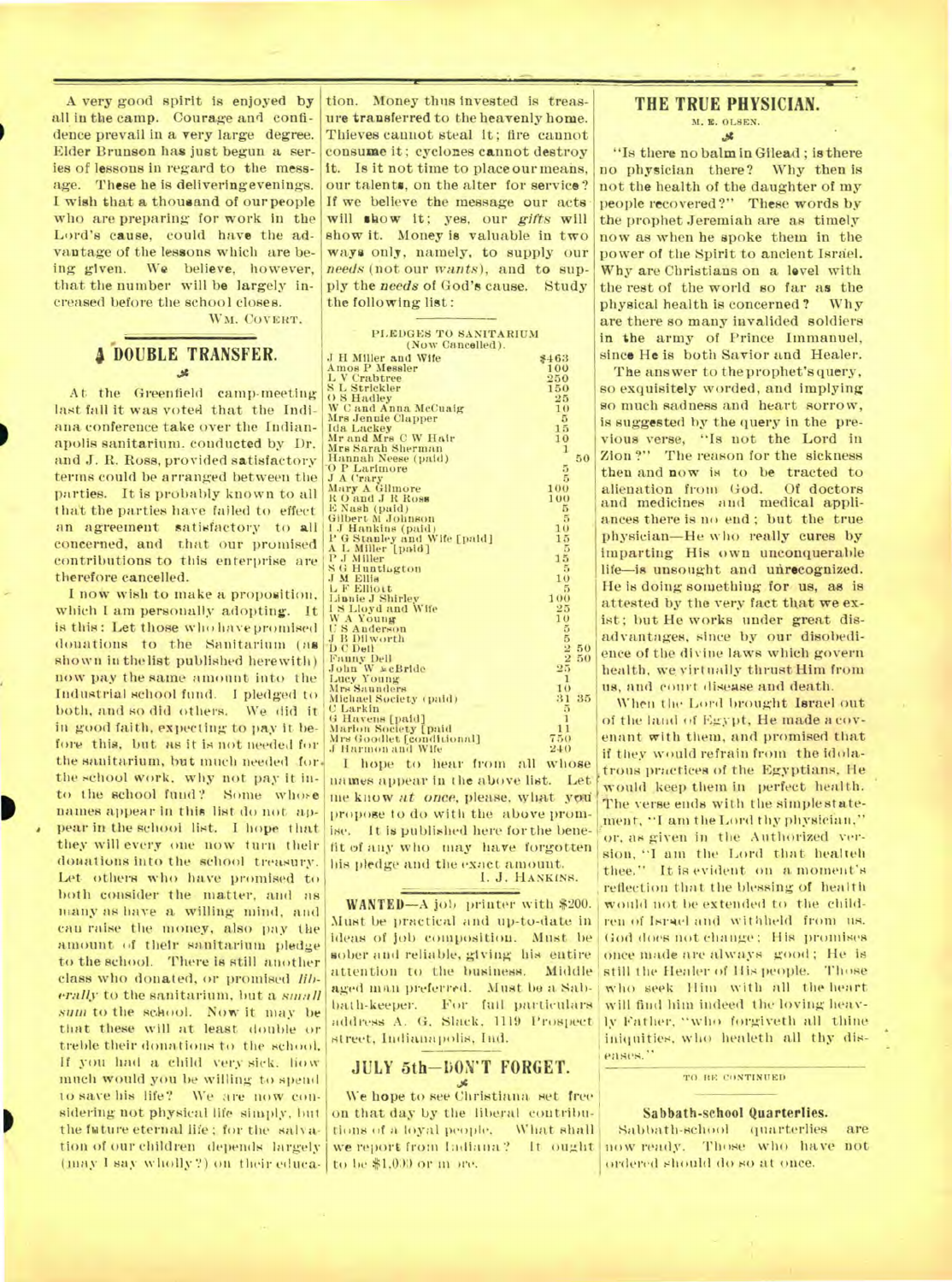A very good spirit is enjoyed by all in the camp. Courage and confidence prevail in a very large degree. Elder Brunson has just begun a series of lessons in regard to the message. These he is delivering evenings. I wish that a thousand of our people who are preparing for work in the Lord's cause, could have the advantage of the lessons which are being given. We believe, however, that the number will be largely increased before the school closes.

WM. COVERT.

## A DOUBLE TRANSFER.

At the Greenfield camp-meeting last fall it was voted that the Indiana conference take over the Indianapolis sanitarium, conducted by Dr. and J. R. Ross, provided satisfactory terms could be arranged between the parties. It is probably known to all that the parties have failed to effect an agreement satisfactory to all concerned, and that our promised contributions to this enterprise are therefore cancelled.

I now wish to make a proposition, which I am personally adopting. It is this: Let those who have promised donations to the Sanitarium (as shown in the list published herewith) now pay the same amount into the Industrial school fund. I pledged to both, and so did others. We did it in good faith, expecting to pay it before this, but as it is not needed for the sanitarium, but much needed for the school work, why not pay it into the school fund? Some whose names appear in this list do not appear in the school list. I hope that they will every one now turn their donations into the school treasury. Let others who have promised to both consider the matter, and as many as have a willing mind, and can raise the money, also pay the amount of their sanitarium pledge to the school. There is still another class who donated, or promised *liberally* to the sanitarium, but a *small sum* to the school. Now it may be that these will at least double or treble their donations to the school. If you had a child very sick, how much would you be willing to spend to save his life? We are now considering not physical life simply, but the future eternal life; for the salvation of our children depends largely (may I say wholly?) on their education. Money thus invested is treasure transferred to the heavenly home. Thieves cannot steal it; fire cannot consume it; cyclones cannot destroy it. Is it not time to place our means, our talents, on the alter for service? If we believe the message our acts will show it; yes, our *gifts* will show it. Money is valuable in two ways only, namely, to supply our *needs* (not our *wants*), and to supply the *needs* of God's cause. Study the following list:

PLEDGES TO SANITARIUM
(Now Cancelled).

| Name | Amount |
|---|---|
| J H Miller and Wife | $463 |
| Amos P Messler | 100 |
| L V Crabtree | 250 |
| S L Strickler | 150 |
| O S Hadley | 25 |
| W C and Anna McCuaig | 10 |
| Mrs Jennie Clapper | 5 |
| Ida Lackey | 15 |
| Mr and Mrs C W Hair | 10 |
| Mrs Sarah Sherman | 1 |
| Hannah Neese (paid) | 50 |
| O P Larimore | 5 |
| J A Crary | 5 |
| Mary A Gillmore | 100 |
| R O and J R Ross | 100 |
| E Nash (paid) | 5 |
| Gilbert M Johnson | 5 |
| I J Hankins (paid) | 10 |
| P G Stanley and Wife [paid] | 15 |
| A L Miller [paid] | 5 |
| P J Miller | 15 |
| S G Huntington | 5 |
| J M Ellis | 10 |
| L F Elliott | 5 |
| Linnie J Shirley | 100 |
| I S Lloyd and Wife | 25 |
| W A Young | 10 |
| C S Anderson | 5 |
| J B Dilworth | 5 |
| D C Dell | 2 50 |
| Fanny Dell | 2 50 |
| John W McBride | 25 |
| Lucy Young | 1 |
| Mrs Saunders | 10 |
| Michael Society (paid) | 31 35 |
| C Larkin | 5 |
| G Havens [paid] | 1 |
| Marion Society [paid] | 11 |
| Mrs Goodlet [conditional] | 750 |
| J Harmon and Wife | 240 |

I hope to hear from all whose names appear in the above list. Let me know *at once*, please, what you propose to do with the above promise. It is published here for the benefit of any who may have forgotten his pledge and the exact amount.

I. J. HANKINS.

**WANTED**—A job printer with $200. Must be practical and up-to-date in ideas of job composition. Must be sober and reliable, giving his entire attention to the business. Middle aged man preferred. Must be a Sabbath-keeper. For full particulars address A. G. Slack, 1119 Prospect street, Indianapolis, Ind.

## JULY 5th—DON'T FORGET.

We hope to see Christiana set free on that day by the liberal contributions of a loyal people. What shall we report from Indiana? It ought to be $1,000 or more.

## THE TRUE PHYSICIAN.

M. E. OLSEN.

"Is there no balm in Gilead; is there no physician there? Why then is not the health of the daughter of my people recovered?" These words by the prophet Jeremiah are as timely now as when he spoke them in the power of the Spirit to ancient Israel. Why are Christians on a level with the rest of the world so far as the physical health is concerned? Why are there so many invalided soldiers in the army of Prince Immanuel, since He is both Savior and Healer.

The answer to the prophet's query, so exquisitely worded, and implying so much sadness and heart sorrow, is suggested by the query in the previous verse, "Is not the Lord in Zion?" The reason for the sickness then and now is to be tracted to alienation from God. Of doctors and medicines and medical appliances there is no end; but the true physician—He who really cures by imparting His own unconquerable life—is unsought and unrecognized. He is doing something for us, as is attested by the very fact that we exist; but He works under great disadvantages, since by our disobedience of the divine laws which govern health, we virtually thrust Him from us, and court disease and death.

When the Lord brought Israel out of the land of Egypt, He made a covenant with them, and promised that if they would refrain from the idolatrous practices of the Egyptians, He would keep them in perfect health. The verse ends with the simple statement, "I am the Lord thy physician," or, as given in the Authorized version, "I am the Lord that healeth thee." It is evident on a moment's reflection that the blessing of health would not be extended to the children of Israel and withheld from us. God does not change; His promises once made are always good; He is still the Healer of His people. Those who seek Him with all the heart will find him indeed the loving heavenly Father, "who forgiveth all thine iniquities, who healeth all thy diseases."

TO BE CONTINUED

### Sabbath-school Quarterlies.

Sabbath-school quarterlies are now ready. Those who have not ordered should do so at once.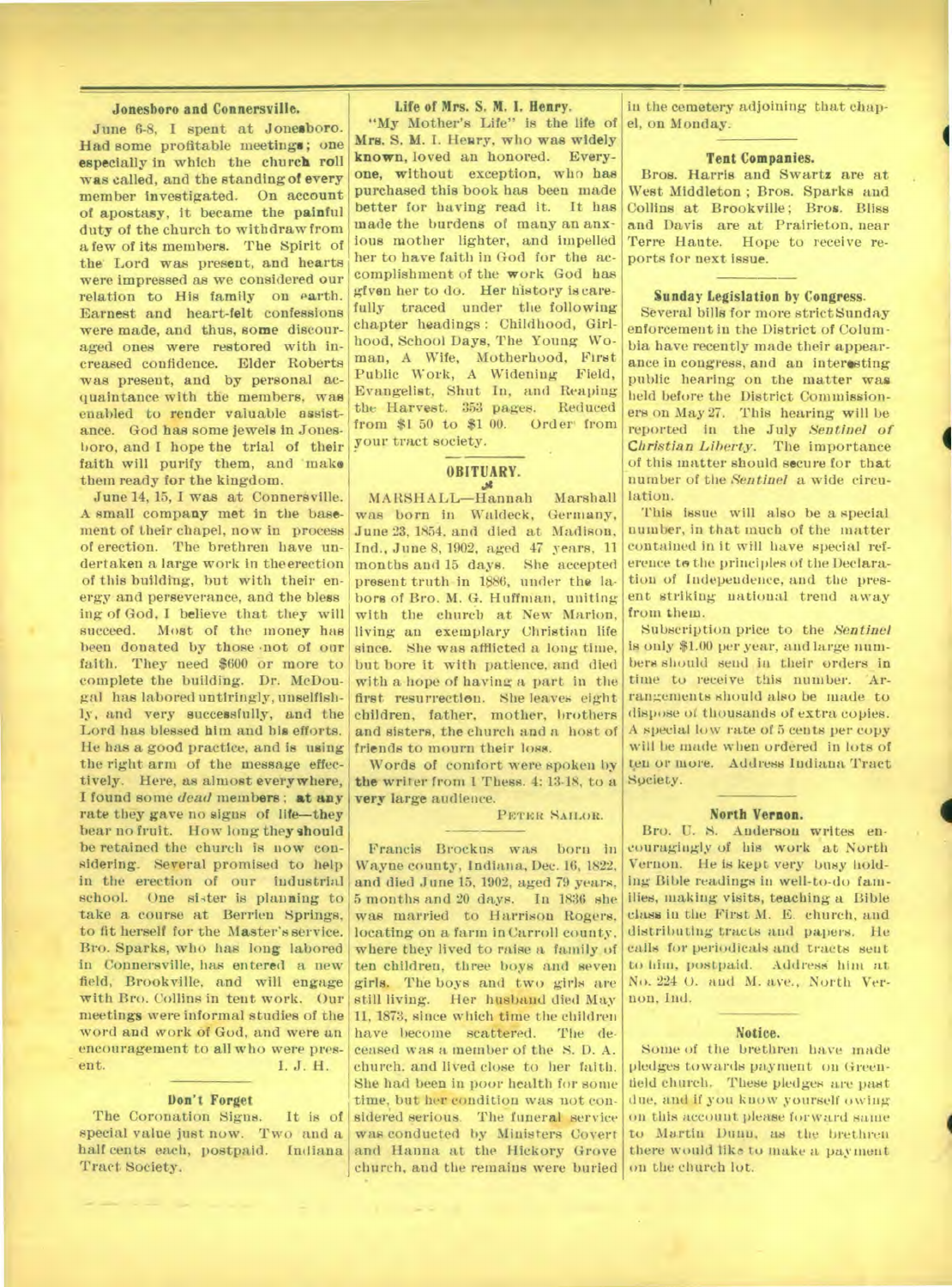### Jonesboro and Connersville.

June 6-8, I spent at Jonesboro. Had some profitable meetings; one especially in which the church roll was called, and the standing of every member investigated. On account of apostasy, it became the painful duty of the church to withdraw from a few of its members. The Spirit of the Lord was present, and hearts were impressed as we considered our relation to His family on earth. Earnest and heart-felt confessions were made, and thus, some discouraged ones were restored with increased confidence. Elder Roberts was present, and by personal acquaintance with the members, was enabled to render valuable assistance. God has some jewels in Jonesboro, and I hope the trial of their faith will purify them, and make them ready for the kingdom.

June 14, 15, I was at Connersville. A small company met in the basement of their chapel, now in process of erection. The brethren have undertaken a large work in the erection of this building, but with their energy and perseverance, and the blessing of God, I believe that they will succeed. Most of the money has been donated by those not of our faith. They need $600 or more to complete the building. Dr. McDougal has labored untiringly, unselfishly, and very successfully, and the Lord has blessed him and his efforts. He has a good practice, and is using the right arm of the message effectively. Here, as almost everywhere, I found some *dead* members; **at any** rate they gave no signs of life—they bear no fruit. How long they should be retained the church is now considering. Several promised to help in the erection of our industrial school. One sister is planning to take a course at Berrien Springs, to fit herself for the Master's service. Bro. Sparks, who has long labored in Connersville, has entered a new field, Brookville, and will engage with Bro. Collins in tent work. Our meetings were informal studies of the word and work of God, and were an encouragement to all who were present.

I. J. H.

### Don't Forget

The Coronation Signs. It is of special value just now. Two and a half cents each, postpaid. Indiana Tract Society.

### Life of Mrs. S. M. I. Henry.

"My Mother's Life" is the life of Mrs. S. M. I. Henry, who was widely known, loved an honored. Everyone, without exception, who has purchased this book has been made better for having read it. It has made the burdens of many an anxious mother lighter, and impelled her to have faith in God for the accomplishment of the work God has given her to do. Her history is carefully traced under the following chapter headings: Childhood, Girlhood, School Days, The Young Woman, A Wife, Motherhood, First Public Work, A Widening Field, Evangelist, Shut In, and Reaping the Harvest. 353 pages. Reduced from $1.50 to $1.00. Order from your tract society.

## OBITUARY.

MARSHALL—Hannah Marshall was born in Waldeck, Germany, June 23, 1854, and died at Madison, Ind., June 8, 1902, aged 47 years, 11 months and 15 days. She accepted present truth in 1886, under the labors of Bro. M. G. Huffman, uniting with the church at New Marion, living an exemplary Christian life since. She was afflicted a long time, but bore it with patience, and died with a hope of having a part in the first resurrection. She leaves eight children, father, mother, brothers and sisters, the church and a host of friends to mourn their loss.

Words of comfort were spoken by the writer from 1 Thess. 4: 13-18, to a very large audience.

PETER SAILOR.

Francis Brockus was born in Wayne county, Indiana, Dec. 16, 1822, and died June 15, 1902, aged 79 years, 5 months and 20 days. In 1836 she was married to Harrison Rogers, locating on a farm in Carroll county, where they lived to raise a family of ten children, three boys and seven girls. The boys and two girls are still living. Her husband died May 11, 1873, since which time the children have become scattered. The deceased was a member of the S. D. A. church, and lived close to her faith. She had been in poor health for some time, but her condition was not considered serious. The funeral service was conducted by Ministers Covert and Hanna at the Hickory Grove church, and the remains were buried in the cemetery adjoining that chapel, on Monday.

### Tent Companies.

Bros. Harris and Swartz are at West Middleton; Bros. Sparks and Collins at Brookville; Bros. Bliss and Davis are at Prairieton, near Terre Haute. Hope to receive reports for next issue.

### Sunday Legislation by Congress.

Several bills for more strict Sunday enforcement in the District of Columbia have recently made their appearance in congress, and an interesting public hearing on the matter was held before the District Commissioners on May 27. This hearing will be reported in the July *Sentinel of Christian Liberty*. The importance of this matter should secure for that number of the *Sentinel* a wide circulation.

This issue will also be a special number, in that much of the matter contained in it will have special reference to the principles of the Declaration of Independence, and the present striking national trend away from them.

Subscription price to the *Sentinel* is only $1.00 per year, and large numbers should send in their orders in time to receive this number. Arrangements should also be made to dispose of thousands of extra copies. A special low rate of 5 cents per copy will be made when ordered in lots of ten or more. Address Indiana Tract Society.

### North Vernon.

Bro. U. S. Anderson writes encouragingly of his work at North Vernon. He is kept very busy holding Bible readings in well-to-do families, making visits, teaching a Bible class in the First M. E. church, and distributing tracts and papers. He calls for periodicals and tracts sent to him, postpaid. Address him at No. 224 O. and M. ave., North Vernon, Ind.

### Notice.

Some of the brethren have made pledges towards payment on Greenfield church. These pledges are past due, and if you know yourself owing on this account please forward same to Martin Dunn, as the brethren there would like to make a payment on the church lot.